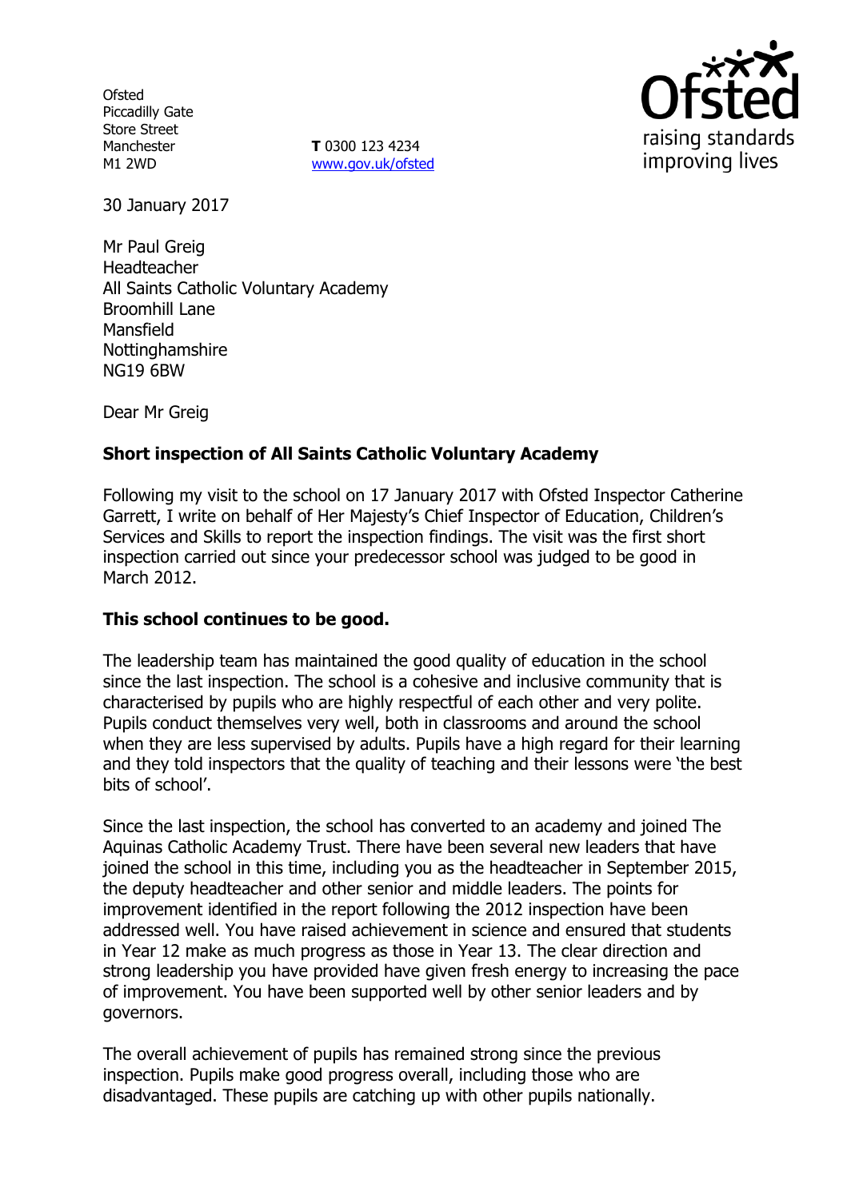Ofsted
Piccadilly Gate
Store Street
Manchester
M1 2WD

**T** 0300 123 4234
www.gov.uk/ofsted

30 January 2017

Mr Paul Greig
Headteacher
All Saints Catholic Voluntary Academy
Broomhill Lane
Mansfield
Nottinghamshire
NG19 6BW

Dear Mr Greig

**Short inspection of All Saints Catholic Voluntary Academy**

Following my visit to the school on 17 January 2017 with Ofsted Inspector Catherine Garrett, I write on behalf of Her Majesty's Chief Inspector of Education, Children's Services and Skills to report the inspection findings. The visit was the first short inspection carried out since your predecessor school was judged to be good in March 2012.

**This school continues to be good.**

The leadership team has maintained the good quality of education in the school since the last inspection. The school is a cohesive and inclusive community that is characterised by pupils who are highly respectful of each other and very polite. Pupils conduct themselves very well, both in classrooms and around the school when they are less supervised by adults. Pupils have a high regard for their learning and they told inspectors that the quality of teaching and their lessons were 'the best bits of school'.

Since the last inspection, the school has converted to an academy and joined The Aquinas Catholic Academy Trust. There have been several new leaders that have joined the school in this time, including you as the headteacher in September 2015, the deputy headteacher and other senior and middle leaders. The points for improvement identified in the report following the 2012 inspection have been addressed well. You have raised achievement in science and ensured that students in Year 12 make as much progress as those in Year 13. The clear direction and strong leadership you have provided have given fresh energy to increasing the pace of improvement. You have been supported well by other senior leaders and by governors.

The overall achievement of pupils has remained strong since the previous inspection. Pupils make good progress overall, including those who are disadvantaged. These pupils are catching up with other pupils nationally.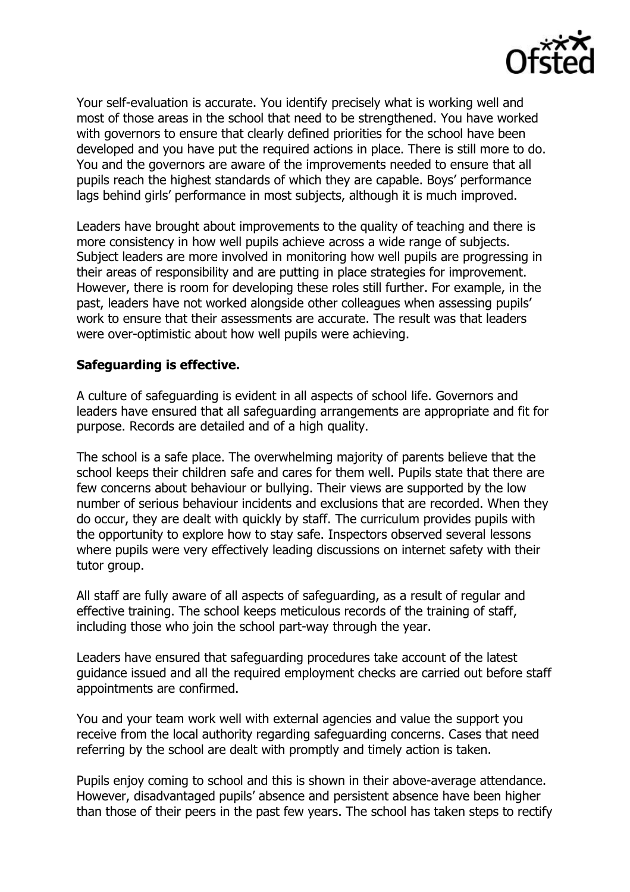Your self-evaluation is accurate. You identify precisely what is working well and most of those areas in the school that need to be strengthened. You have worked with governors to ensure that clearly defined priorities for the school have been developed and you have put the required actions in place. There is still more to do. You and the governors are aware of the improvements needed to ensure that all pupils reach the highest standards of which they are capable. Boys' performance lags behind girls' performance in most subjects, although it is much improved.

Leaders have brought about improvements to the quality of teaching and there is more consistency in how well pupils achieve across a wide range of subjects. Subject leaders are more involved in monitoring how well pupils are progressing in their areas of responsibility and are putting in place strategies for improvement. However, there is room for developing these roles still further. For example, in the past, leaders have not worked alongside other colleagues when assessing pupils' work to ensure that their assessments are accurate. The result was that leaders were over-optimistic about how well pupils were achieving.

**Safeguarding is effective.**

A culture of safeguarding is evident in all aspects of school life. Governors and leaders have ensured that all safeguarding arrangements are appropriate and fit for purpose. Records are detailed and of a high quality.

The school is a safe place. The overwhelming majority of parents believe that the school keeps their children safe and cares for them well. Pupils state that there are few concerns about behaviour or bullying. Their views are supported by the low number of serious behaviour incidents and exclusions that are recorded. When they do occur, they are dealt with quickly by staff. The curriculum provides pupils with the opportunity to explore how to stay safe. Inspectors observed several lessons where pupils were very effectively leading discussions on internet safety with their tutor group.

All staff are fully aware of all aspects of safeguarding, as a result of regular and effective training. The school keeps meticulous records of the training of staff, including those who join the school part-way through the year.

Leaders have ensured that safeguarding procedures take account of the latest guidance issued and all the required employment checks are carried out before staff appointments are confirmed.

You and your team work well with external agencies and value the support you receive from the local authority regarding safeguarding concerns. Cases that need referring by the school are dealt with promptly and timely action is taken.

Pupils enjoy coming to school and this is shown in their above-average attendance. However, disadvantaged pupils' absence and persistent absence have been higher than those of their peers in the past few years. The school has taken steps to rectify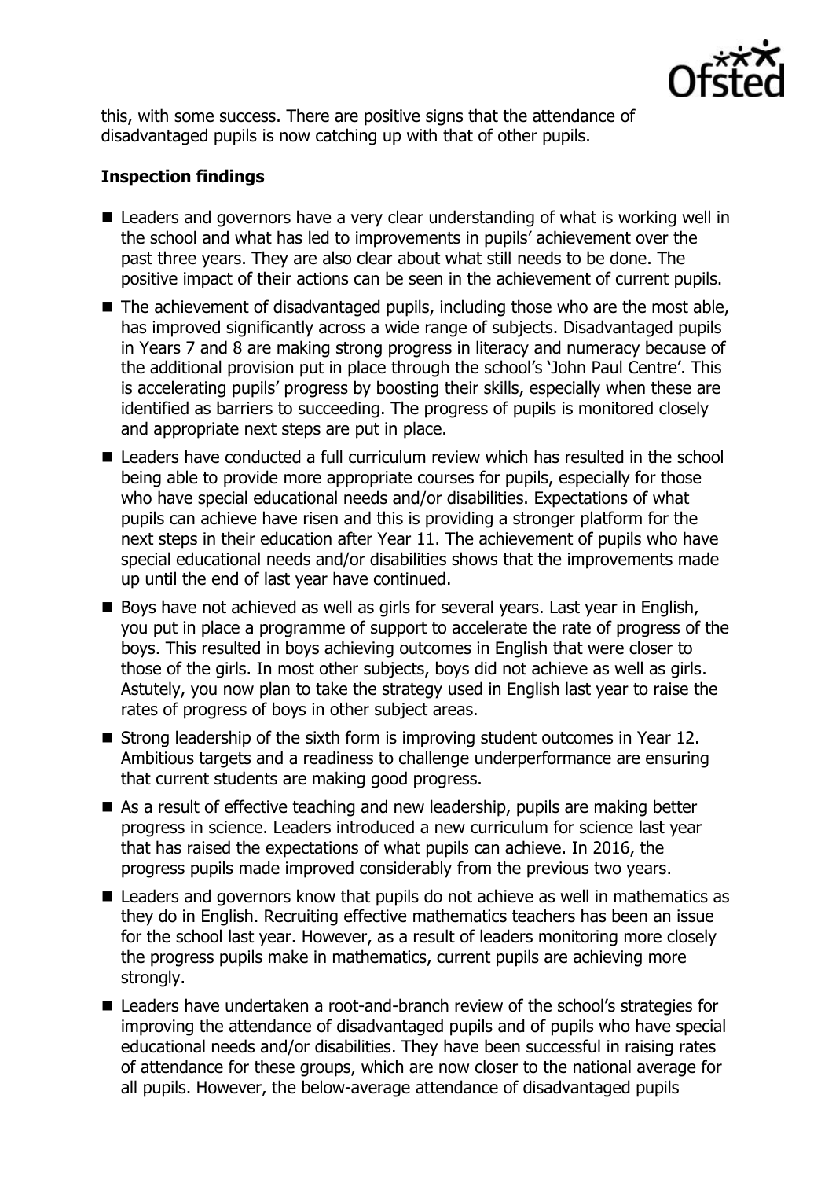this, with some success. There are positive signs that the attendance of disadvantaged pupils is now catching up with that of other pupils.

### Inspection findings

- Leaders and governors have a very clear understanding of what is working well in the school and what has led to improvements in pupils' achievement over the past three years. They are also clear about what still needs to be done. The positive impact of their actions can be seen in the achievement of current pupils.
- The achievement of disadvantaged pupils, including those who are the most able, has improved significantly across a wide range of subjects. Disadvantaged pupils in Years 7 and 8 are making strong progress in literacy and numeracy because of the additional provision put in place through the school's 'John Paul Centre'. This is accelerating pupils' progress by boosting their skills, especially when these are identified as barriers to succeeding. The progress of pupils is monitored closely and appropriate next steps are put in place.
- Leaders have conducted a full curriculum review which has resulted in the school being able to provide more appropriate courses for pupils, especially for those who have special educational needs and/or disabilities. Expectations of what pupils can achieve have risen and this is providing a stronger platform for the next steps in their education after Year 11. The achievement of pupils who have special educational needs and/or disabilities shows that the improvements made up until the end of last year have continued.
- Boys have not achieved as well as girls for several years. Last year in English, you put in place a programme of support to accelerate the rate of progress of the boys. This resulted in boys achieving outcomes in English that were closer to those of the girls. In most other subjects, boys did not achieve as well as girls. Astutely, you now plan to take the strategy used in English last year to raise the rates of progress of boys in other subject areas.
- Strong leadership of the sixth form is improving student outcomes in Year 12. Ambitious targets and a readiness to challenge underperformance are ensuring that current students are making good progress.
- As a result of effective teaching and new leadership, pupils are making better progress in science. Leaders introduced a new curriculum for science last year that has raised the expectations of what pupils can achieve. In 2016, the progress pupils made improved considerably from the previous two years.
- Leaders and governors know that pupils do not achieve as well in mathematics as they do in English. Recruiting effective mathematics teachers has been an issue for the school last year. However, as a result of leaders monitoring more closely the progress pupils make in mathematics, current pupils are achieving more strongly.
- Leaders have undertaken a root-and-branch review of the school's strategies for improving the attendance of disadvantaged pupils and of pupils who have special educational needs and/or disabilities. They have been successful in raising rates of attendance for these groups, which are now closer to the national average for all pupils. However, the below-average attendance of disadvantaged pupils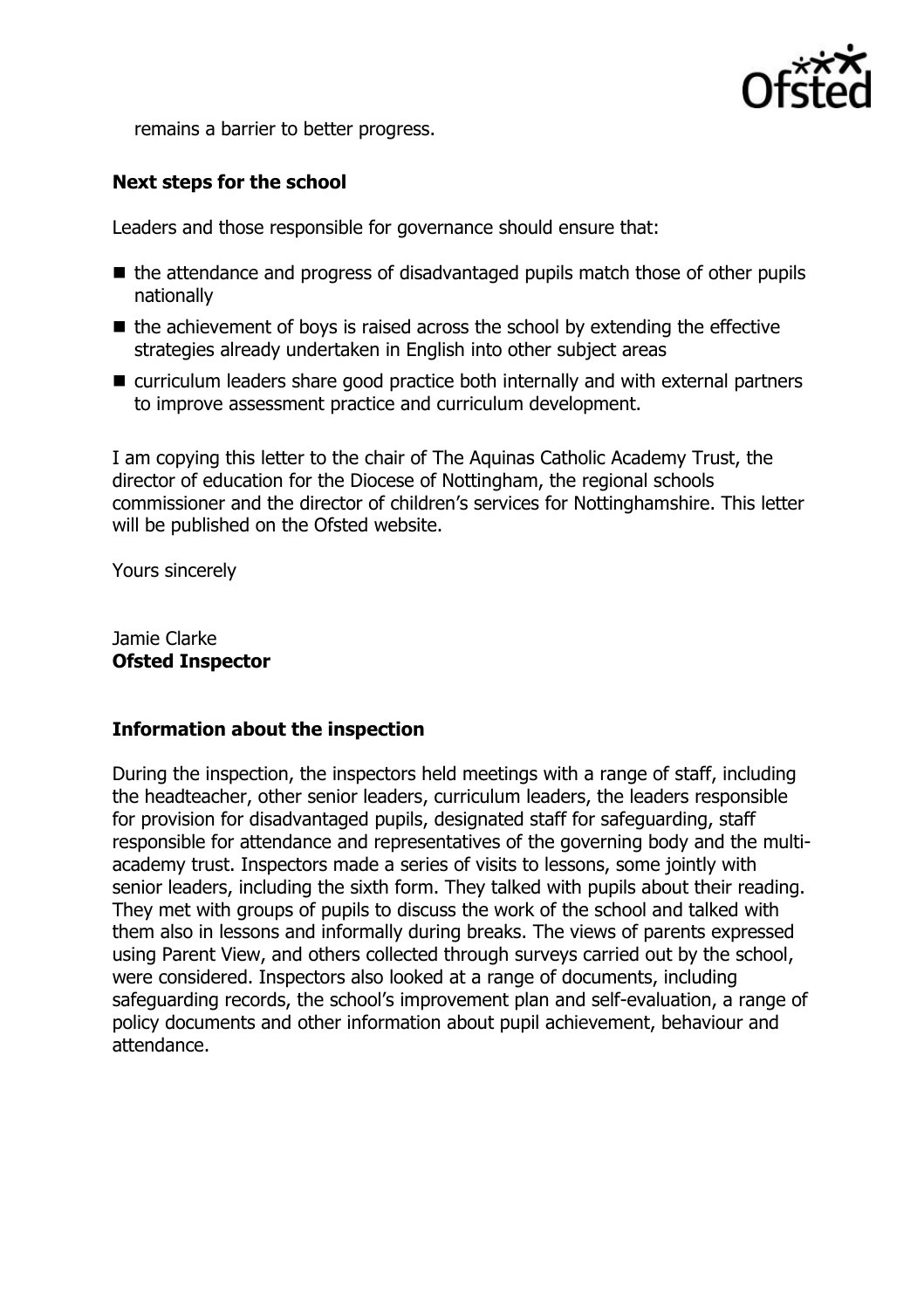remains a barrier to better progress.

### Next steps for the school

Leaders and those responsible for governance should ensure that:

- the attendance and progress of disadvantaged pupils match those of other pupils nationally
- the achievement of boys is raised across the school by extending the effective strategies already undertaken in English into other subject areas
- curriculum leaders share good practice both internally and with external partners to improve assessment practice and curriculum development.

I am copying this letter to the chair of The Aquinas Catholic Academy Trust, the director of education for the Diocese of Nottingham, the regional schools commissioner and the director of children's services for Nottinghamshire. This letter will be published on the Ofsted website.

Yours sincerely

Jamie Clarke
**Ofsted Inspector**

### Information about the inspection

During the inspection, the inspectors held meetings with a range of staff, including the headteacher, other senior leaders, curriculum leaders, the leaders responsible for provision for disadvantaged pupils, designated staff for safeguarding, staff responsible for attendance and representatives of the governing body and the multi-academy trust. Inspectors made a series of visits to lessons, some jointly with senior leaders, including the sixth form. They talked with pupils about their reading. They met with groups of pupils to discuss the work of the school and talked with them also in lessons and informally during breaks. The views of parents expressed using Parent View, and others collected through surveys carried out by the school, were considered. Inspectors also looked at a range of documents, including safeguarding records, the school's improvement plan and self-evaluation, a range of policy documents and other information about pupil achievement, behaviour and attendance.